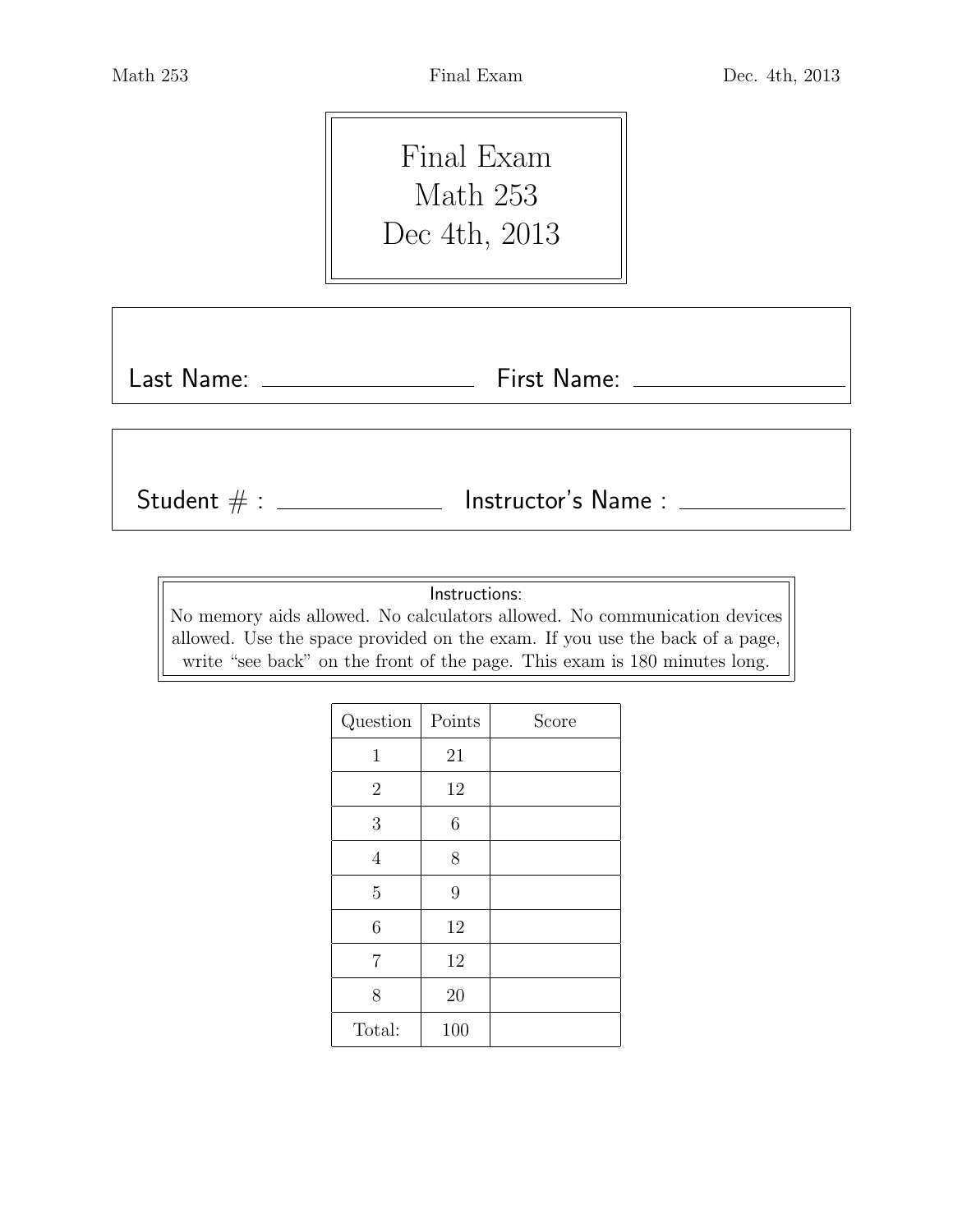# Final Exam
# Math 253
# Dec 4th, 2013

Last Name: ________________ First Name: ________________

Student # : ____________ Instructor's Name : ____________

**Instructions:**
No memory aids allowed. No calculators allowed. No communication devices allowed. Use the space provided on the exam. If you use the back of a page, write "see back" on the front of the page. This exam is 180 minutes long.

| Question | Points | Score |
| --- | --- | --- |
| 1 | 21 | |
| 2 | 12 | |
| 3 | 6 | |
| 4 | 8 | |
| 5 | 9 | |
| 6 | 12 | |
| 7 | 12 | |
| 8 | 20 | |
| Total: | 100 | |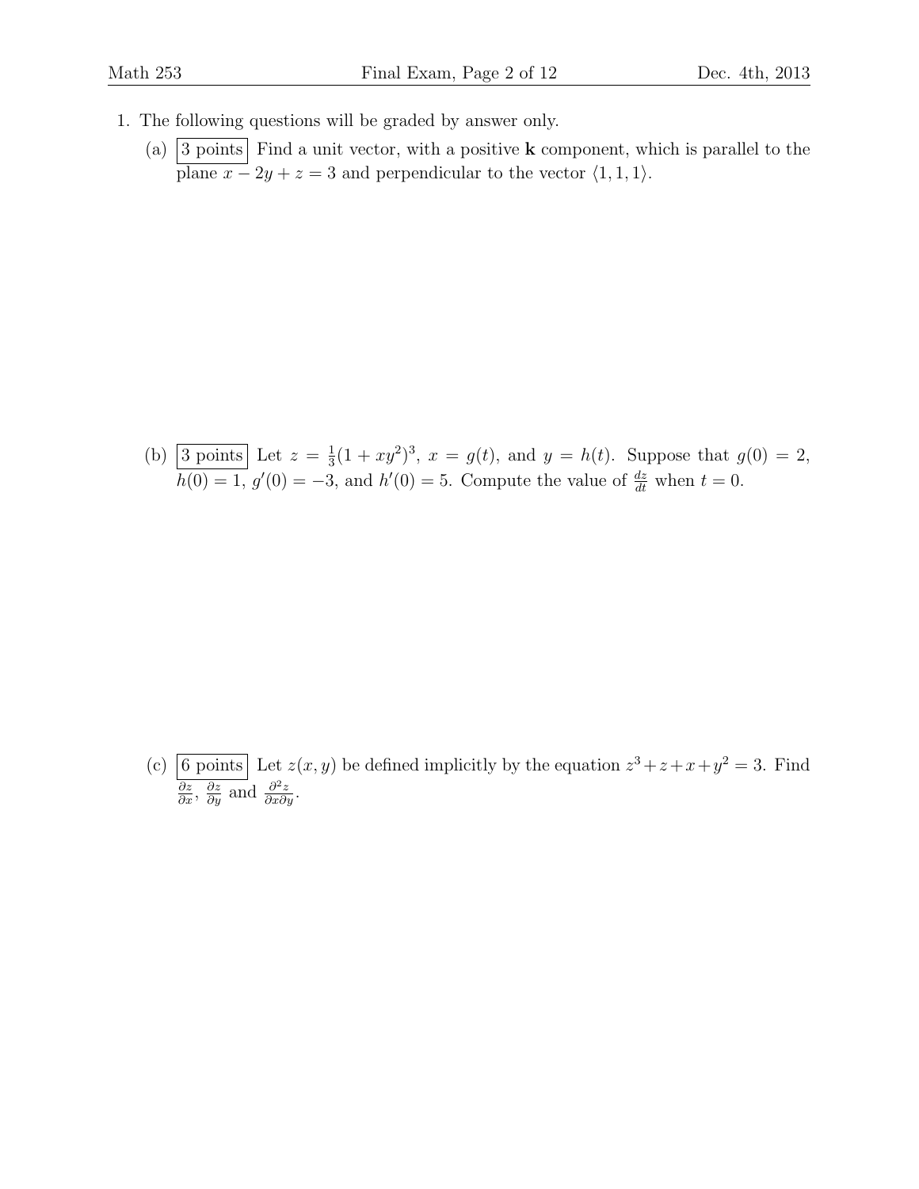1. The following questions will be graded by answer only.

   (a) **3 points** Find a unit vector, with a positive **k** component, which is parallel to the plane $x - 2y + z = 3$ and perpendicular to the vector $\langle 1, 1, 1 \rangle$.

   (b) **3 points** Let $z = \frac{1}{3}(1 + xy^2)^3$, $x = g(t)$, and $y = h(t)$. Suppose that $g(0) = 2$, $h(0) = 1$, $g'(0) = -3$, and $h'(0) = 5$. Compute the value of $\frac{dz}{dt}$ when $t = 0$.

   (c) **6 points** Let $z(x, y)$ be defined implicitly by the equation $z^3 + z + x + y^2 = 3$. Find $\frac{\partial z}{\partial x}$, $\frac{\partial z}{\partial y}$ and $\frac{\partial^2 z}{\partial x \partial y}$.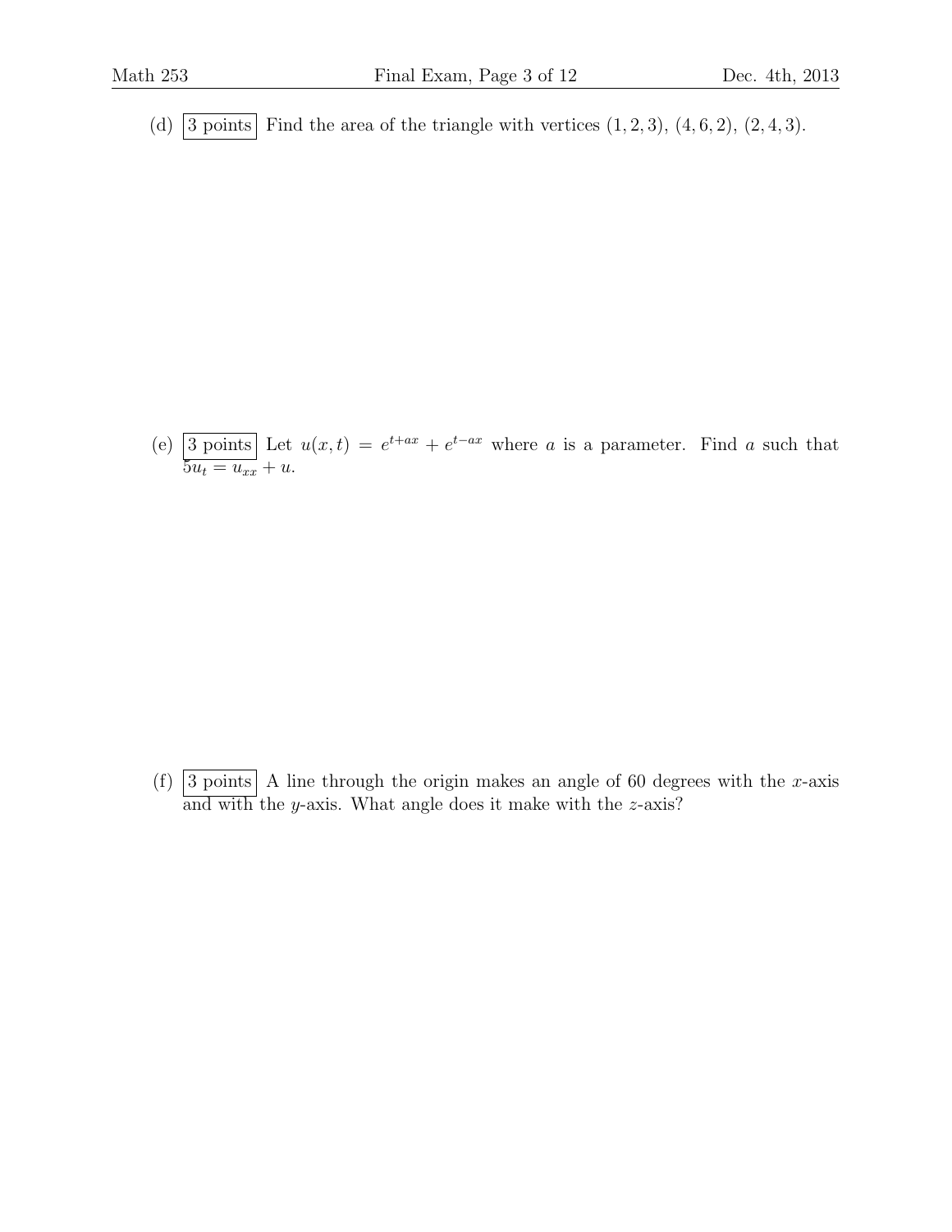(d) 3 points Find the area of the triangle with vertices $(1, 2, 3)$, $(4, 6, 2)$, $(2, 4, 3)$.

(e) 3 points Let $u(x, t) = e^{t+ax} + e^{t-ax}$ where $a$ is a parameter. Find $a$ such that $5u_t = u_{xx} + u$.

(f) 3 points A line through the origin makes an angle of 60 degrees with the $x$-axis and with the $y$-axis. What angle does it make with the $z$-axis?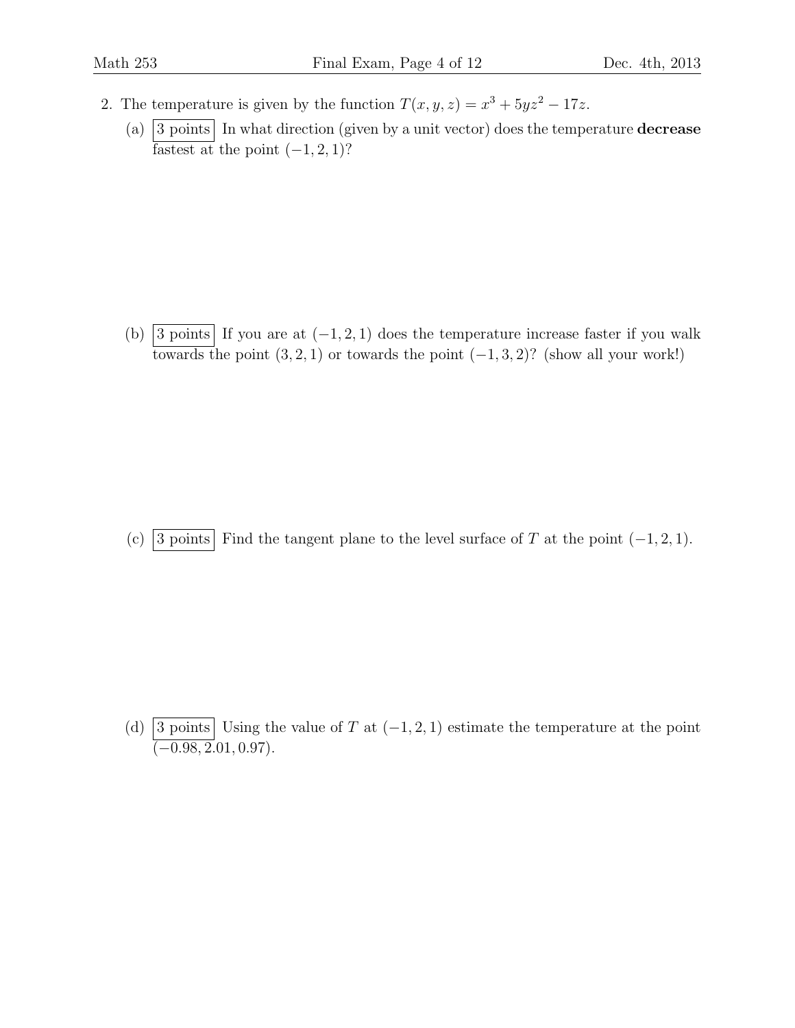2. The temperature is given by the function $T(x, y, z) = x^3 + 5yz^2 - 17z$.

   (a) 3 points In what direction (given by a unit vector) does the temperature **decrease** fastest at the point $(-1, 2, 1)$?

   (b) 3 points If you are at $(-1, 2, 1)$ does the temperature increase faster if you walk towards the point $(3, 2, 1)$ or towards the point $(-1, 3, 2)$? (show all your work!)

   (c) 3 points Find the tangent plane to the level surface of $T$ at the point $(-1, 2, 1)$.

   (d) 3 points Using the value of $T$ at $(-1, 2, 1)$ estimate the temperature at the point $(-0.98, 2.01, 0.97)$.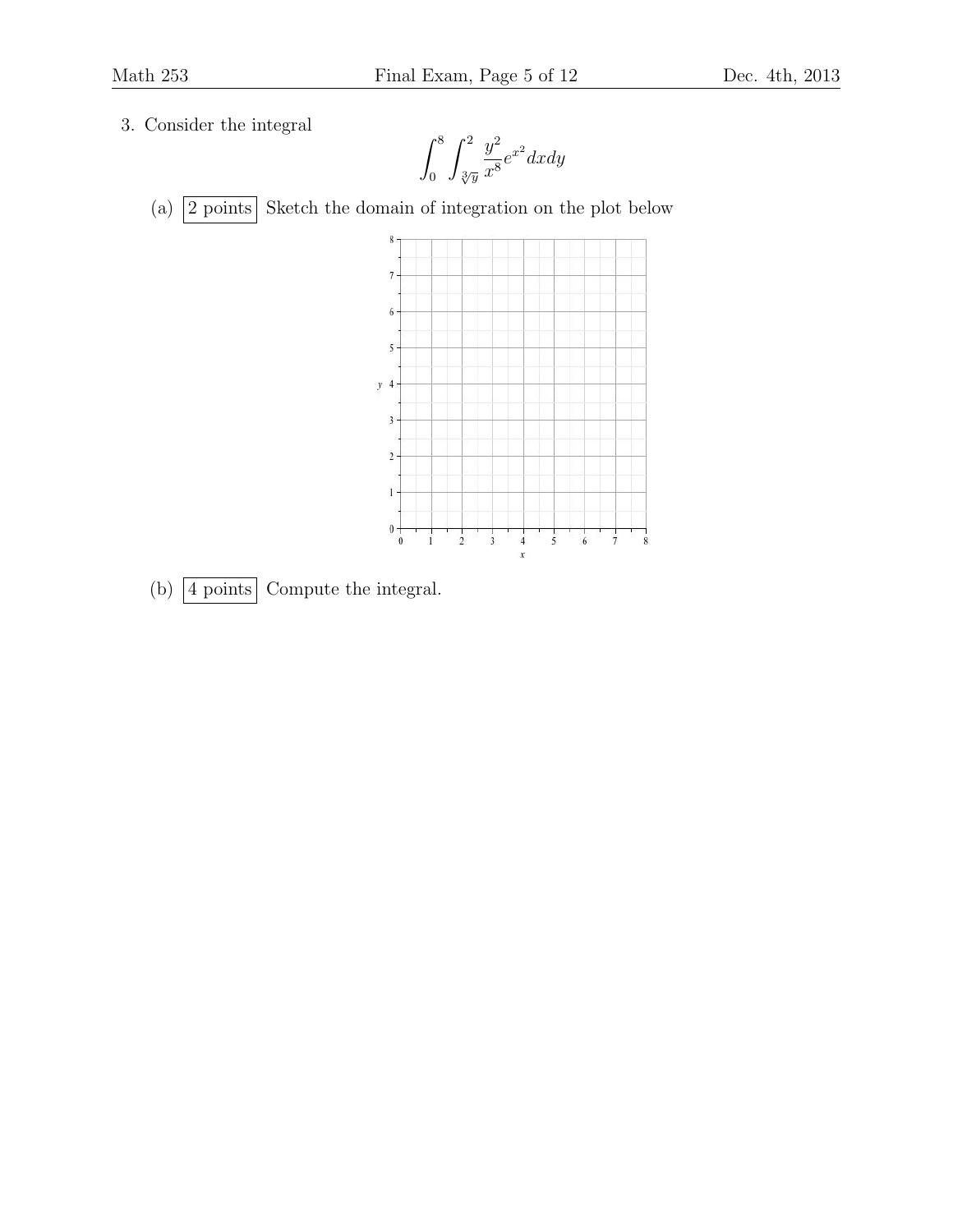3. Consider the integral

$$\int_0^8 \int_{\sqrt[3]{y}}^2 \frac{y^2}{x^8} e^{x^2} dx dy$$

(a) 2 points Sketch the domain of integration on the plot below

(b) 4 points Compute the integral.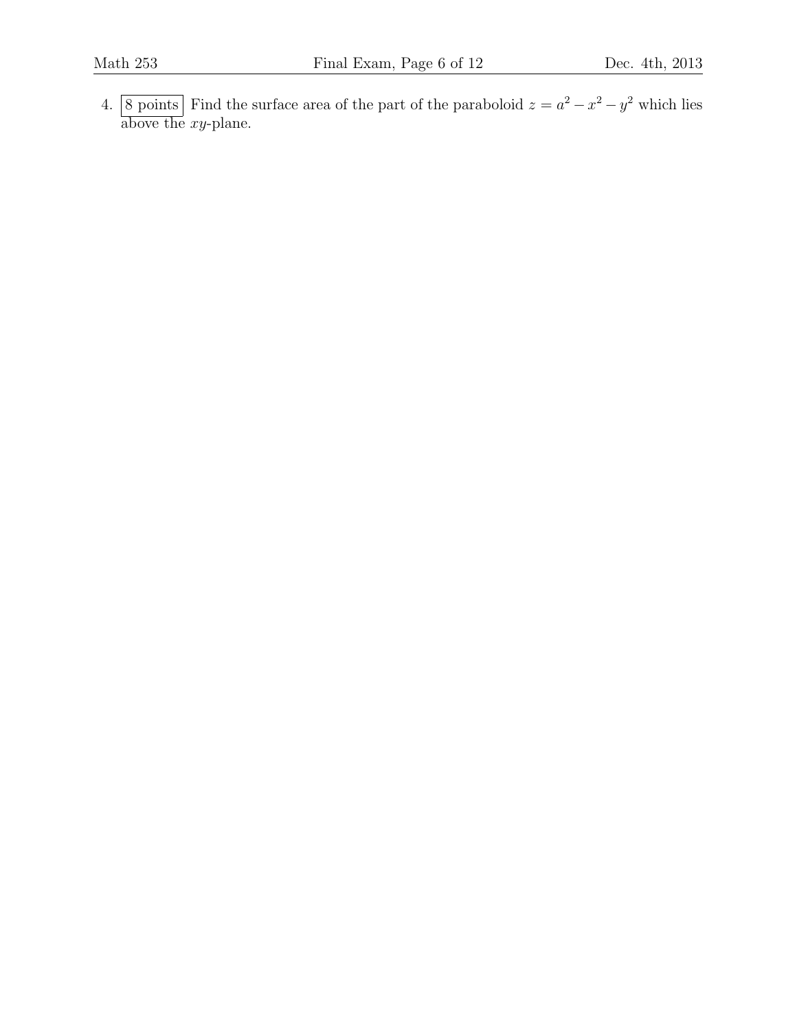4. **8 points** Find the surface area of the part of the paraboloid $z = a^2 - x^2 - y^2$ which lies above the $xy$-plane.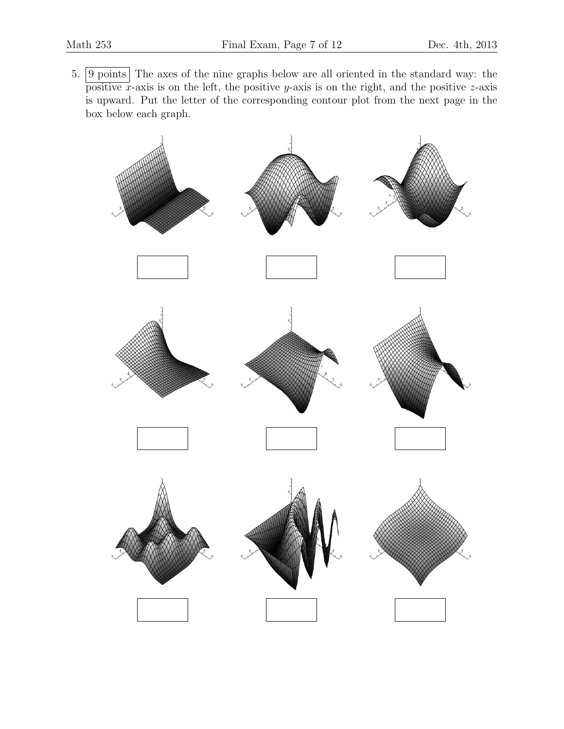5. 9 points The axes of the nine graphs below are all oriented in the standard way: the positive $x$-axis is on the left, the positive $y$-axis is on the right, and the positive $z$-axis is upward. Put the letter of the corresponding contour plot from the next page in the box below each graph.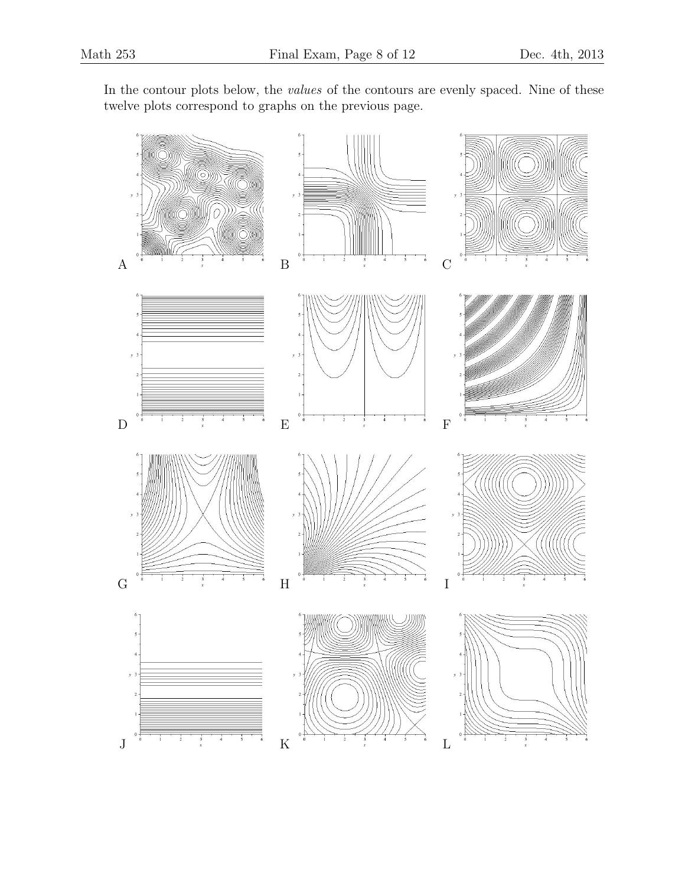In the contour plots below, the *values* of the contours are evenly spaced. Nine of these twelve plots correspond to graphs on the previous page.

A

B

C

D

E

F

G

H

I

J

K

L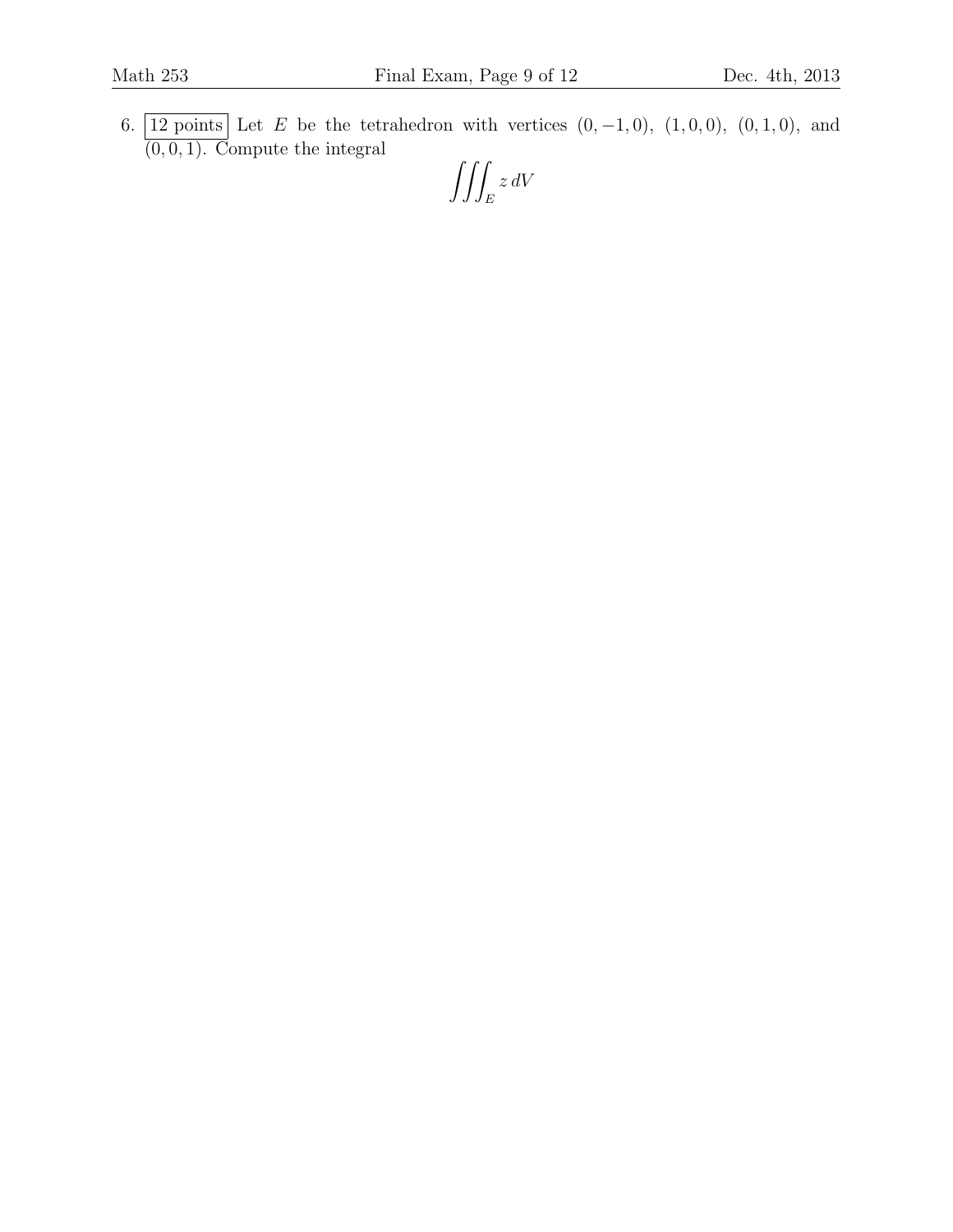6. 12 points Let $E$ be the tetrahedron with vertices $(0, -1, 0)$, $(1, 0, 0)$, $(0, 1, 0)$, and $(0, 0, 1)$. Compute the integral

$$\iiint_E z \, dV$$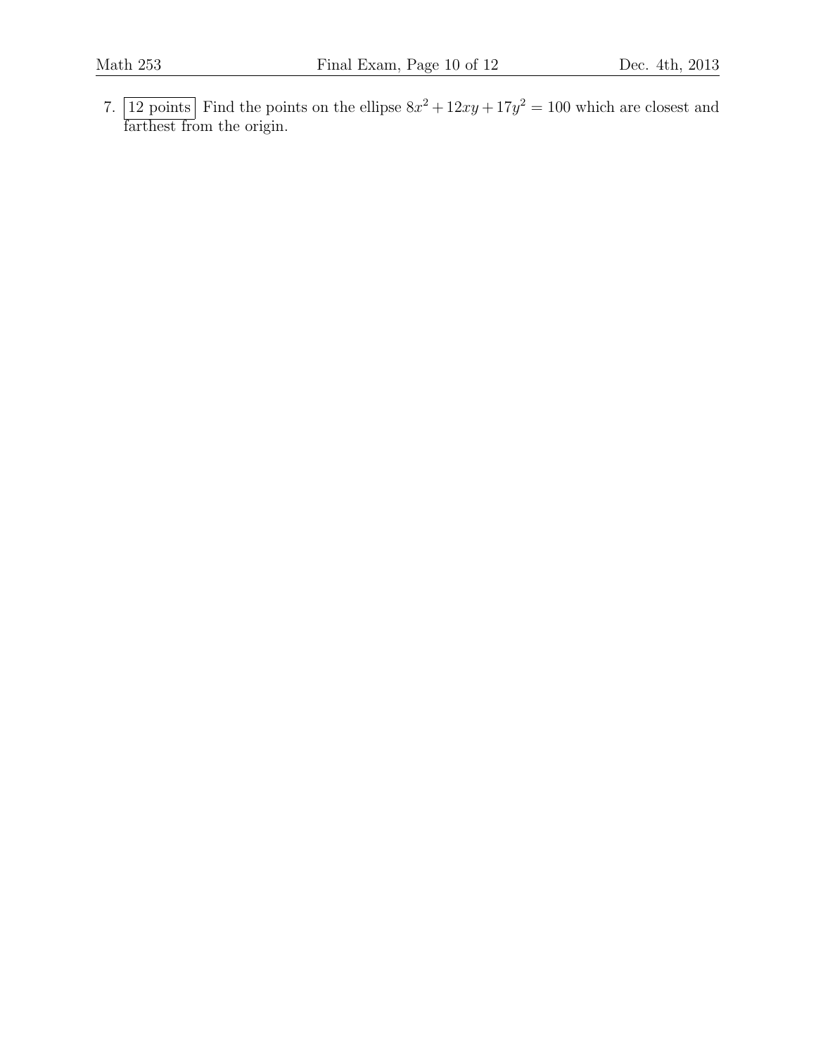7. 12 points Find the points on the ellipse $8x^2 + 12xy + 17y^2 = 100$ which are closest and farthest from the origin.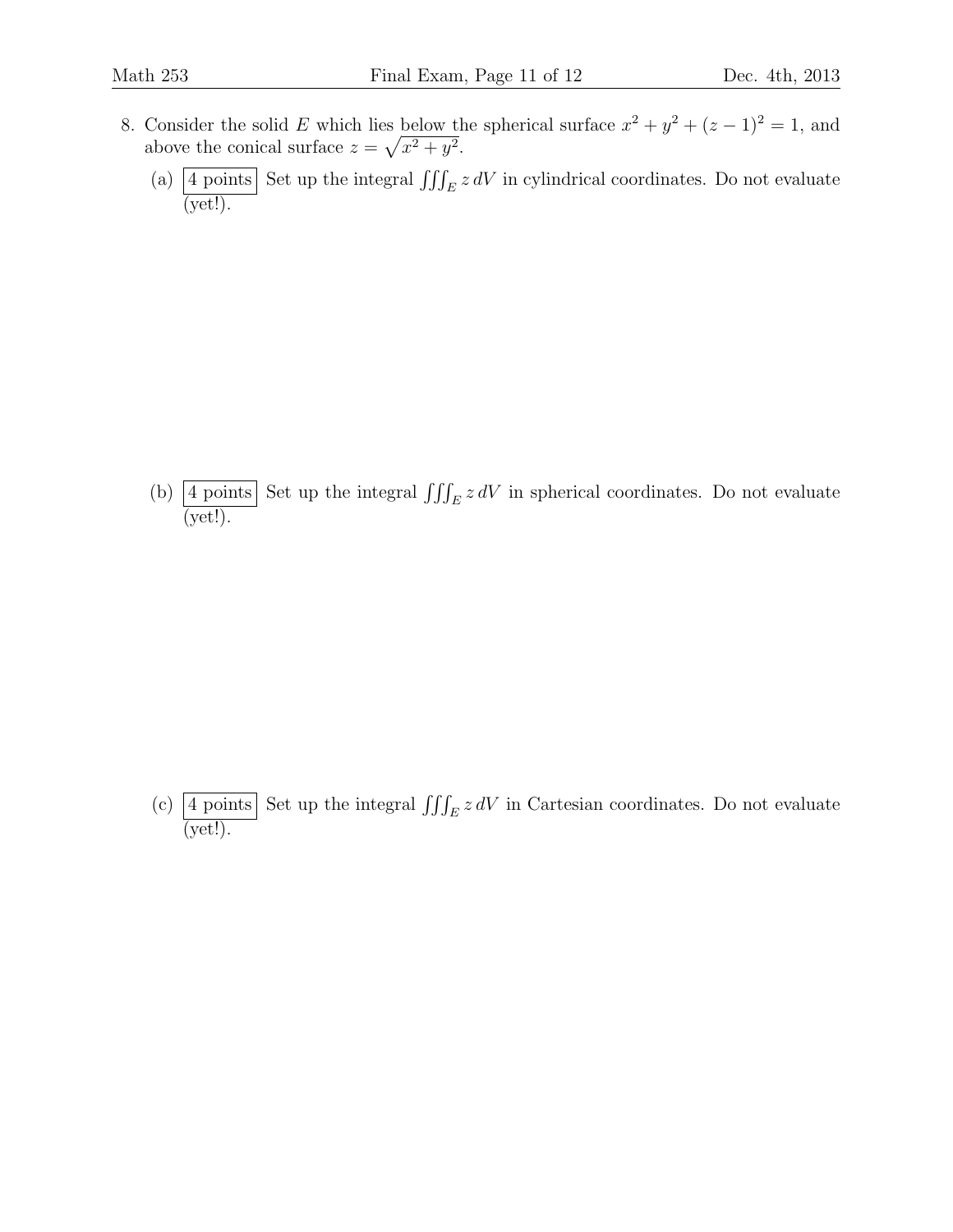8. Consider the solid $E$ which lies below the spherical surface $x^2 + y^2 + (z-1)^2 = 1$, and above the conical surface $z = \sqrt{x^2 + y^2}$.

   (a) **4 points** Set up the integral $\iiint_E z \, dV$ in cylindrical coordinates. Do not evaluate (yet!).

   (b) **4 points** Set up the integral $\iiint_E z \, dV$ in spherical coordinates. Do not evaluate (yet!).

   (c) **4 points** Set up the integral $\iiint_E z \, dV$ in Cartesian coordinates. Do not evaluate (yet!).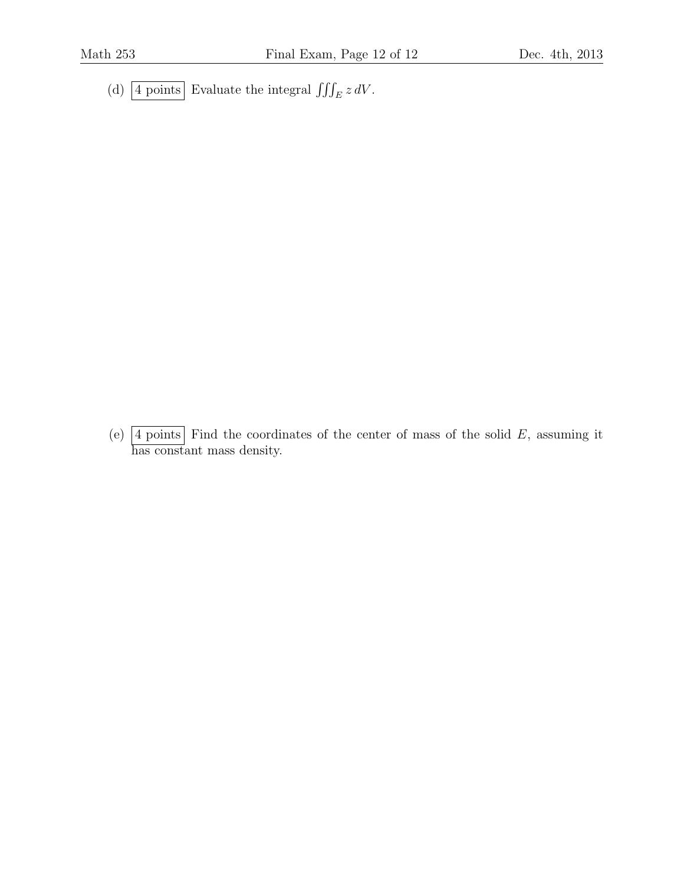(d) 4 points Evaluate the integral $\iiint_E z \, dV$.

(e) 4 points Find the coordinates of the center of mass of the solid $E$, assuming it has constant mass density.